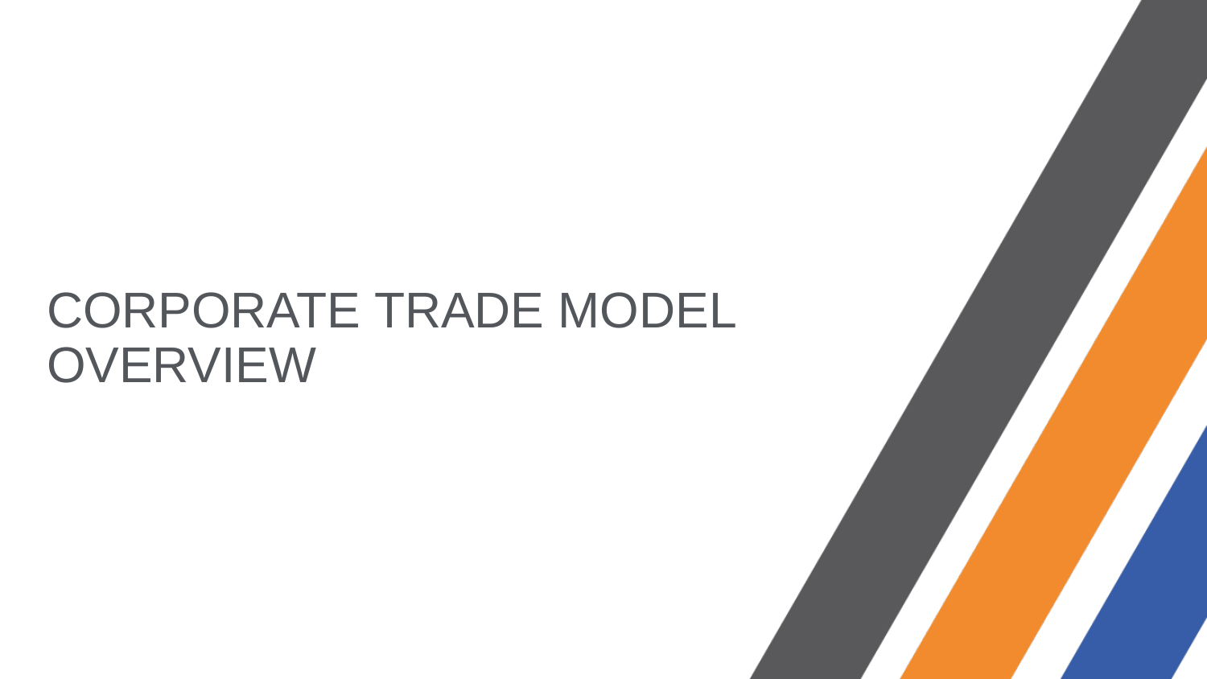# CORPORATE TRADE MODEL OVERVIEW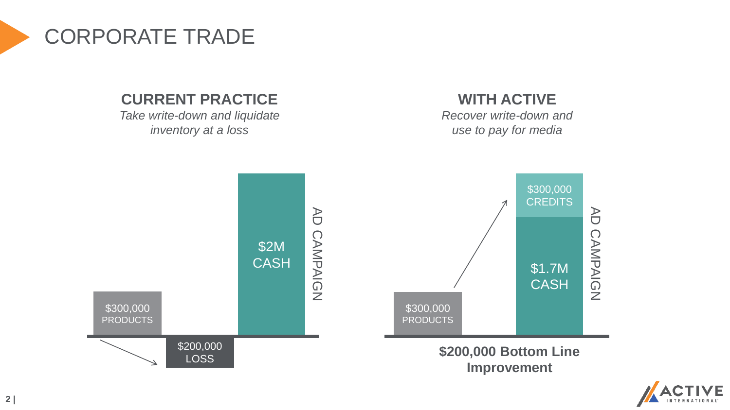# CORPORATE TRADE

## CURRENT PRACTICE

*Take write-down and liquidate inventory at a loss*

$300,000 PRODUCTS

$200,000 LOSS

$2M CASH

AD CAMPAIGN

## WITH ACTIVE

*Recover write-down and use to pay for media*

$300,000 PRODUCTS

$300,000 CREDITS

$1.7M CASH

AD CAMPAIGN

**$200,000 Bottom Line Improvement**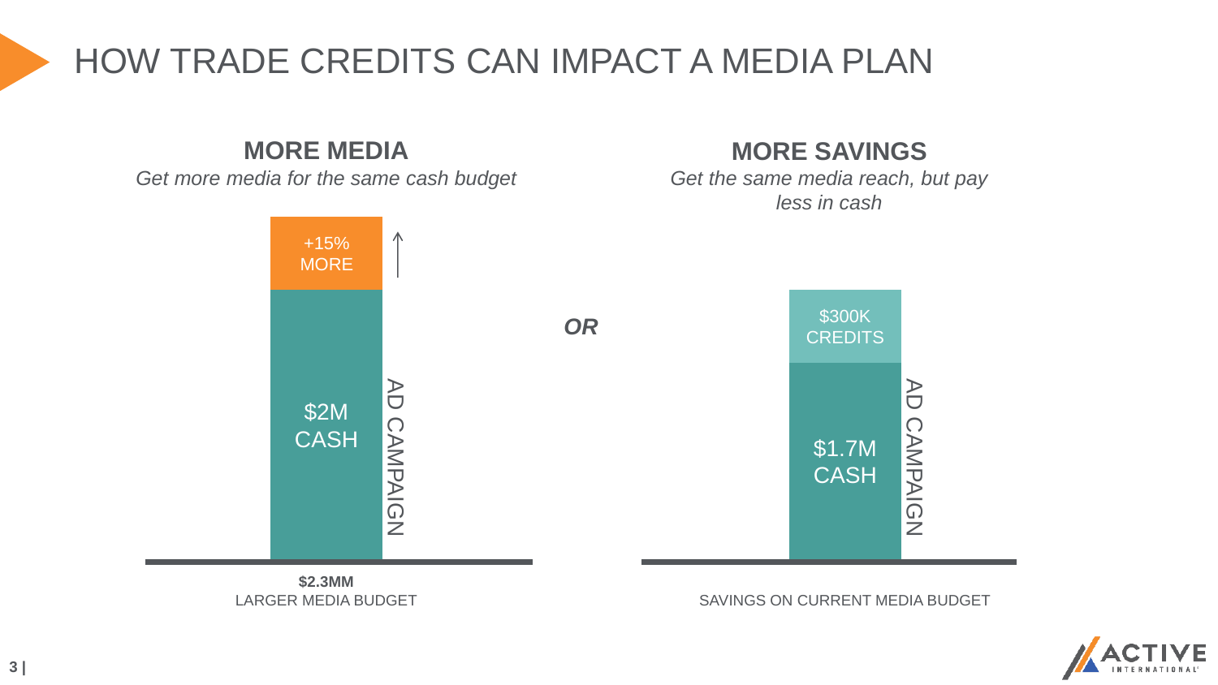# HOW TRADE CREDITS CAN IMPACT A MEDIA PLAN

## MORE MEDIA

*Get more media for the same cash budget*

+15% MORE

$2M CASH

AD CAMPAIGN

**$2.3MM**
LARGER MEDIA BUDGET

***OR***

## MORE SAVINGS

*Get the same media reach, but pay less in cash*

$300K CREDITS

$1.7M CASH

AD CAMPAIGN

SAVINGS ON CURRENT MEDIA BUDGET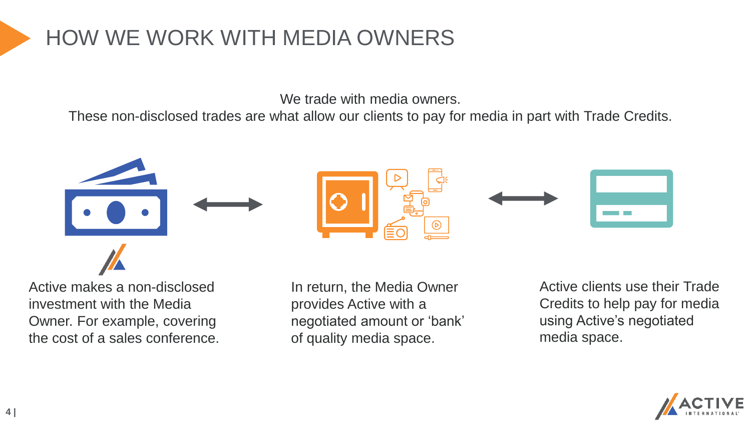# HOW WE WORK WITH MEDIA OWNERS

We trade with media owners.
These non-disclosed trades are what allow our clients to pay for media in part with Trade Credits.

Active makes a non-disclosed investment with the Media Owner. For example, covering the cost of a sales conference.

In return, the Media Owner provides Active with a negotiated amount or 'bank' of quality media space.

Active clients use their Trade Credits to help pay for media using Active's negotiated media space.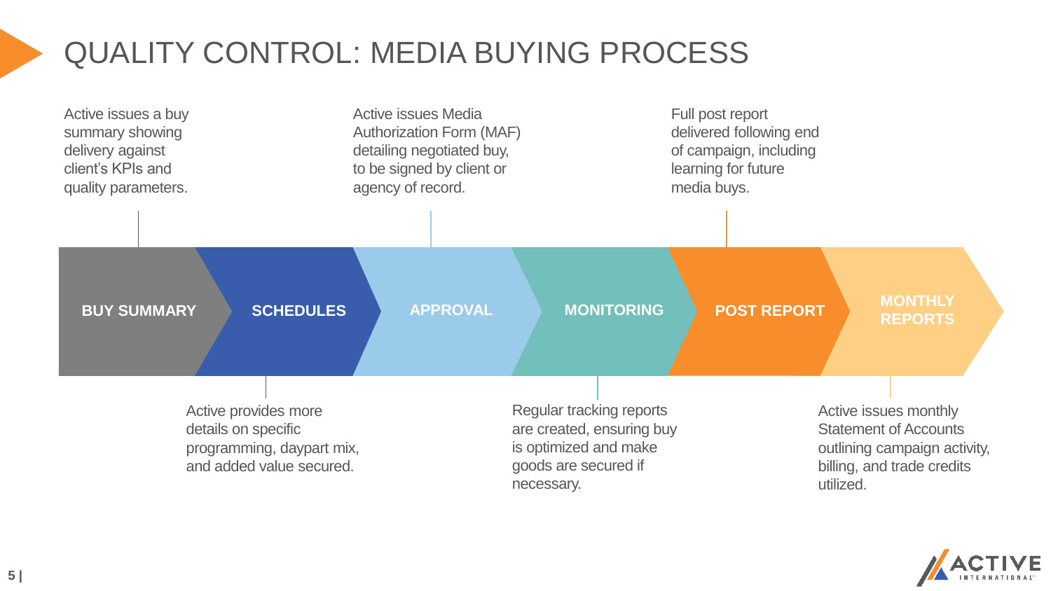# QUALITY CONTROL: MEDIA BUYING PROCESS

**BUY SUMMARY**

Active issues a buy summary showing delivery against client's KPIs and quality parameters.

**SCHEDULES**

Active provides more details on specific programming, daypart mix, and added value secured.

**APPROVAL**

Active issues Media Authorization Form (MAF) detailing negotiated buy, to be signed by client or agency of record.

**MONITORING**

Regular tracking reports are created, ensuring buy is optimized and make goods are secured if necessary.

**POST REPORT**

Full post report delivered following end of campaign, including learning for future media buys.

**MONTHLY REPORTS**

Active issues monthly Statement of Accounts outlining campaign activity, billing, and trade credits utilized.